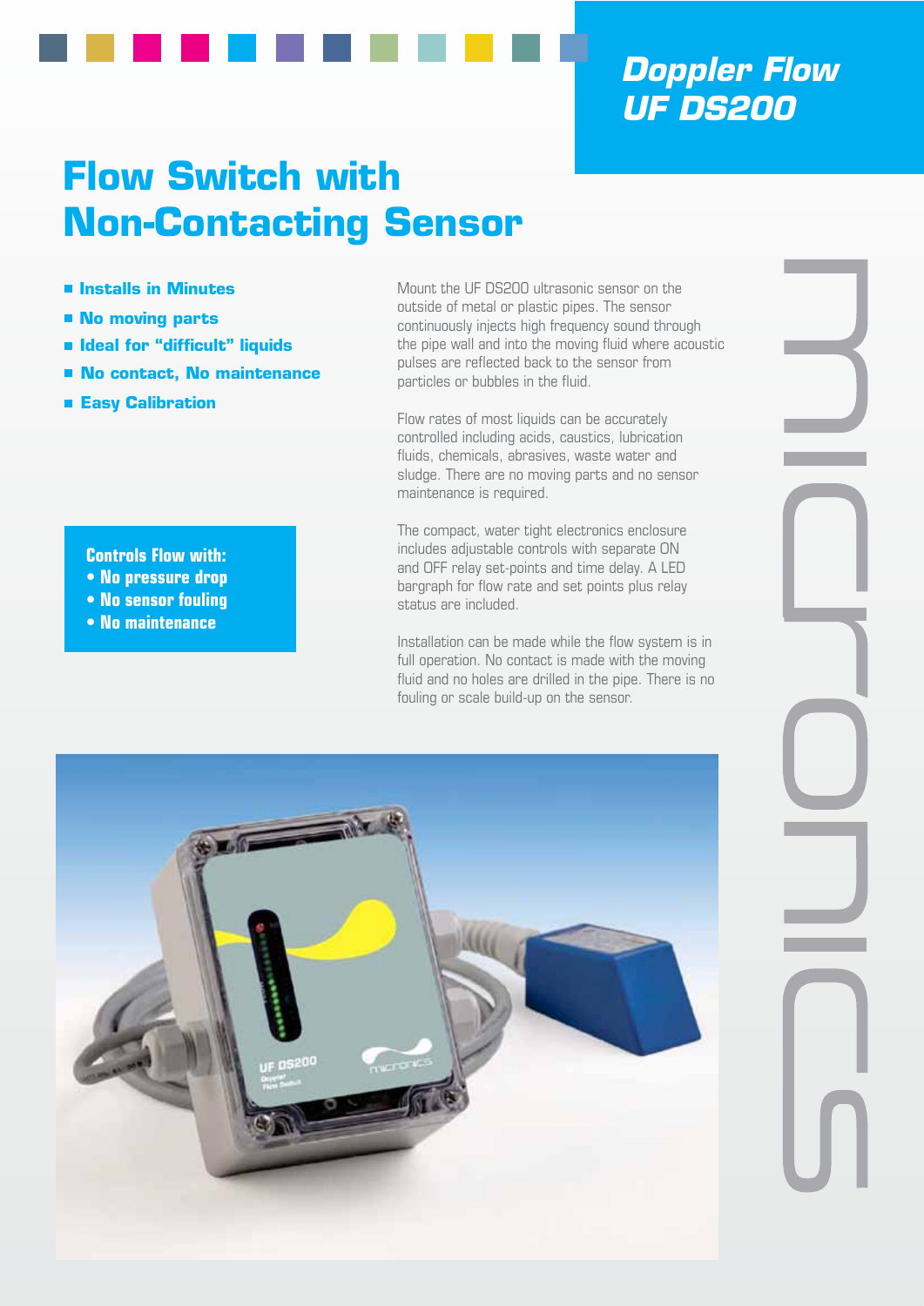## Doppler Flow UF DS200

# Flow Switch with Non-Contacting Sensor

- **Installs in Minutes**
- **No moving parts**
- **Ideal for "difficult" liquids**
- **No contact, No maintenance**
- **Easy Calibration**

**Controls Flow with:**
- **No pressure drop**
- **No sensor fouling**
- **No maintenance**

Mount the UF DS200 ultrasonic sensor on the outside of metal or plastic pipes. The sensor continuously injects high frequency sound through the pipe wall and into the moving fluid where acoustic pulses are reflected back to the sensor from particles or bubbles in the fluid.

Flow rates of most liquids can be accurately controlled including acids, caustics, lubrication fluids, chemicals, abrasives, waste water and sludge. There are no moving parts and no sensor maintenance is required.

The compact, water tight electronics enclosure includes adjustable controls with separate ON and OFF relay set-points and time delay. A LED bargraph for flow rate and set points plus relay status are included.

Installation can be made while the flow system is in full operation. No contact is made with the moving fluid and no holes are drilled in the pipe. There is no fouling or scale build-up on the sensor.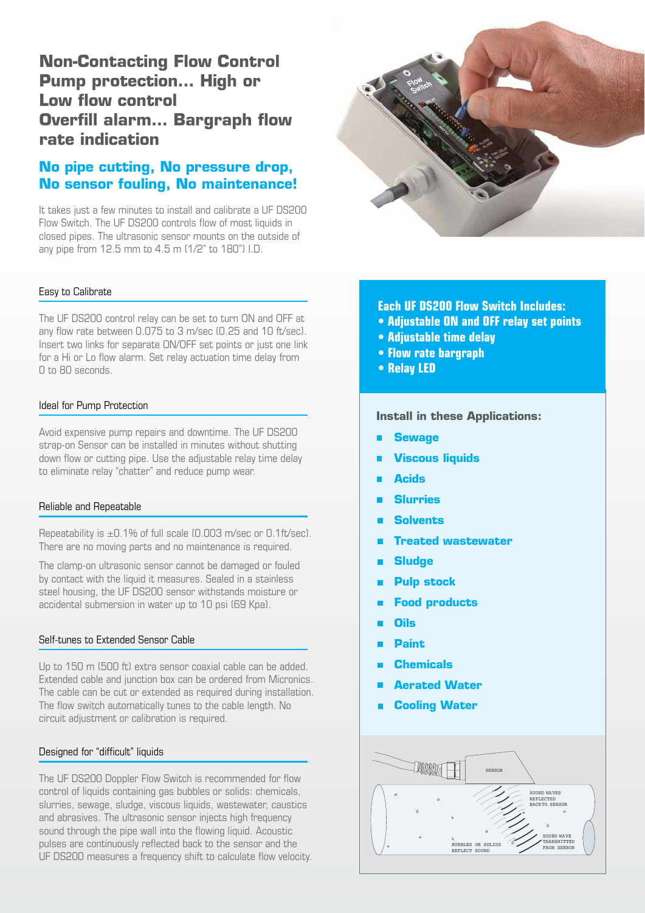# Non-Contacting Flow Control Pump protection... High or Low flow control Overfill alarm... Bargraph flow rate indication

## No pipe cutting, No pressure drop, No sensor fouling, No maintenance!

It takes just a few minutes to install and calibrate a UF DS200 Flow Switch. The UF DS200 controls flow of most liquids in closed pipes. The ultrasonic sensor mounts on the outside of any pipe from 12.5 mm to 4.5 m (1/2" to 180") I.D.

### Easy to Calibrate

The UF DS200 control relay can be set to turn ON and OFF at any flow rate between 0.075 to 3 m/sec (0.25 and 10 ft/sec). Insert two links for separate ON/OFF set points or just one link for a Hi or Lo flow alarm. Set relay actuation time delay from 0 to 80 seconds.

### Ideal for Pump Protection

Avoid expensive pump repairs and downtime. The UF DS200 strap-on Sensor can be installed in minutes without shutting down flow or cutting pipe. Use the adjustable relay time delay to eliminate relay "chatter" and reduce pump wear.

### Reliable and Repeatable

Repeatability is ±0.1% of full scale (0.003 m/sec or 0.1ft/sec). There are no moving parts and no maintenance is required.

The clamp-on ultrasonic sensor cannot be damaged or fouled by contact with the liquid it measures. Sealed in a stainless steel housing, the UF DS200 sensor withstands moisture or accidental submersion in water up to 10 psi (69 Kpa).

### Self-tunes to Extended Sensor Cable

Up to 150 m (500 ft) extra sensor coaxial cable can be added. Extended cable and junction box can be ordered from Micronics. The cable can be cut or extended as required during installation. The flow switch automatically tunes to the cable length. No circuit adjustment or calibration is required.

### Designed for "difficult" liquids

The UF DS200 Doppler Flow Switch is recommended for flow control of liquids containing gas bubbles or solids: chemicals, slurries, sewage, sludge, viscous liquids, wastewater, caustics and abrasives. The ultrasonic sensor injects high frequency sound through the pipe wall into the flowing liquid. Acoustic pulses are continuously reflected back to the sensor and the UF DS200 measures a frequency shift to calculate flow velocity.

**Each UF DS200 Flow Switch Includes:**

- Adjustable ON and OFF relay set points
- Adjustable time delay
- Flow rate bargraph
- Relay LED

**Install in these Applications:**

- Sewage
- Viscous liquids
- Acids
- Slurries
- Solvents
- Treated wastewater
- Sludge
- Pulp stock
- Food products
- Oils
- Paint
- Chemicals
- Aerated Water
- Cooling Water

SENSOR

SOUND WAVES REFLECTED BACK TO SENSOR

SOUND WAVE TRANSMITTED FROM SENSOR

BUBBLES OR SOLIDS REFLECT SOUND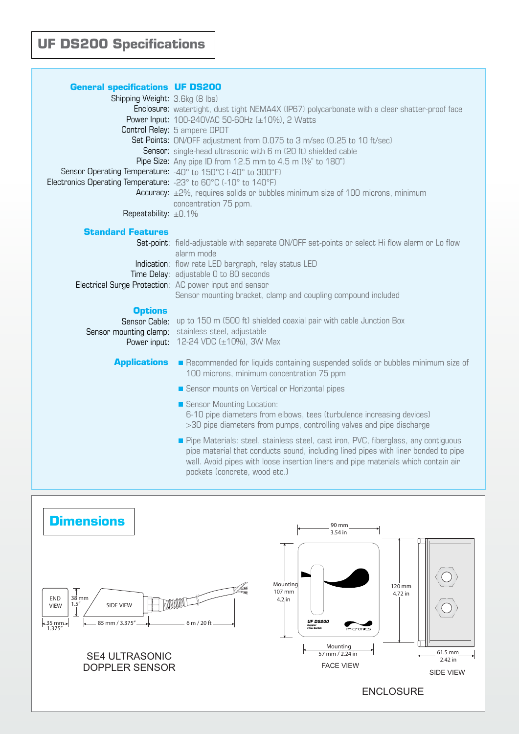# UF DS200 Specifications

## General specifications UF DS200

**Shipping Weight:** 3.6kg (8 lbs)

**Enclosure:** watertight, dust tight NEMA4X (IP67) polycarbonate with a clear shatter-proof face

**Power Input:** 100-240VAC 50-60Hz (±10%), 2 Watts

**Control Relay:** 5 ampere DPDT

**Set Points:** ON/OFF adjustment from 0.075 to 3 m/sec (0.25 to 10 ft/sec)

**Sensor:** single-head ultrasonic with 6 m (20 ft) shielded cable

**Pipe Size:** Any pipe ID from 12.5 mm to 4.5 m (½" to 180")

**Sensor Operating Temperature:** -40° to 150°C (-40° to 300°F)

**Electronics Operating Temperature:** -23° to 60°C (-10° to 140°F)

**Accuracy:** ±2%, requires solids or bubbles minimum size of 100 microns, minimum concentration 75 ppm.

**Repeatability:** ±0.1%

## Standard Features

**Set-point:** field-adjustable with separate ON/OFF set-points or select Hi flow alarm or Lo flow alarm mode

**Indication:** flow rate LED bargraph, relay status LED

**Time Delay:** adjustable 0 to 80 seconds

**Electrical Surge Protection:** AC power input and sensor

Sensor mounting bracket, clamp and coupling compound included

## Options

**Sensor Cable:** up to 150 m (500 ft) shielded coaxial pair with cable Junction Box

**Sensor mounting clamp:** stainless steel, adjustable

**Power input:** 12-24 VDC (±10%), 3W Max

## Applications

- Recommended for liquids containing suspended solids or bubbles minimum size of 100 microns, minimum concentration 75 ppm
- Sensor mounts on Vertical or Horizontal pipes
- Sensor Mounting Location:
  6-10 pipe diameters from elbows, tees (turbulence increasing devices)
  >30 pipe diameters from pumps, controlling valves and pipe discharge
- Pipe Materials: steel, stainless steel, cast iron, PVC, fiberglass, any contiguous pipe material that conducts sound, including lined pipes with liner bonded to pipe wall. Avoid pipes with loose insertion liners and pipe materials which contain air pockets (concrete, wood etc.)

## Dimensions

END VIEW: 38 mm / 1.5"; 35 mm / 1.375"

SIDE VIEW: 85 mm / 3.375"; 6 m / 20 ft

SE4 ULTRASONIC DOPPLER SENSOR

FACE VIEW: 90 mm / 3.54 in; Mounting 107 mm / 4.2 in; 120 mm / 4.72 in; Mounting 57 mm / 2.24 in

SIDE VIEW: 61.5 mm / 2.42 in

ENCLOSURE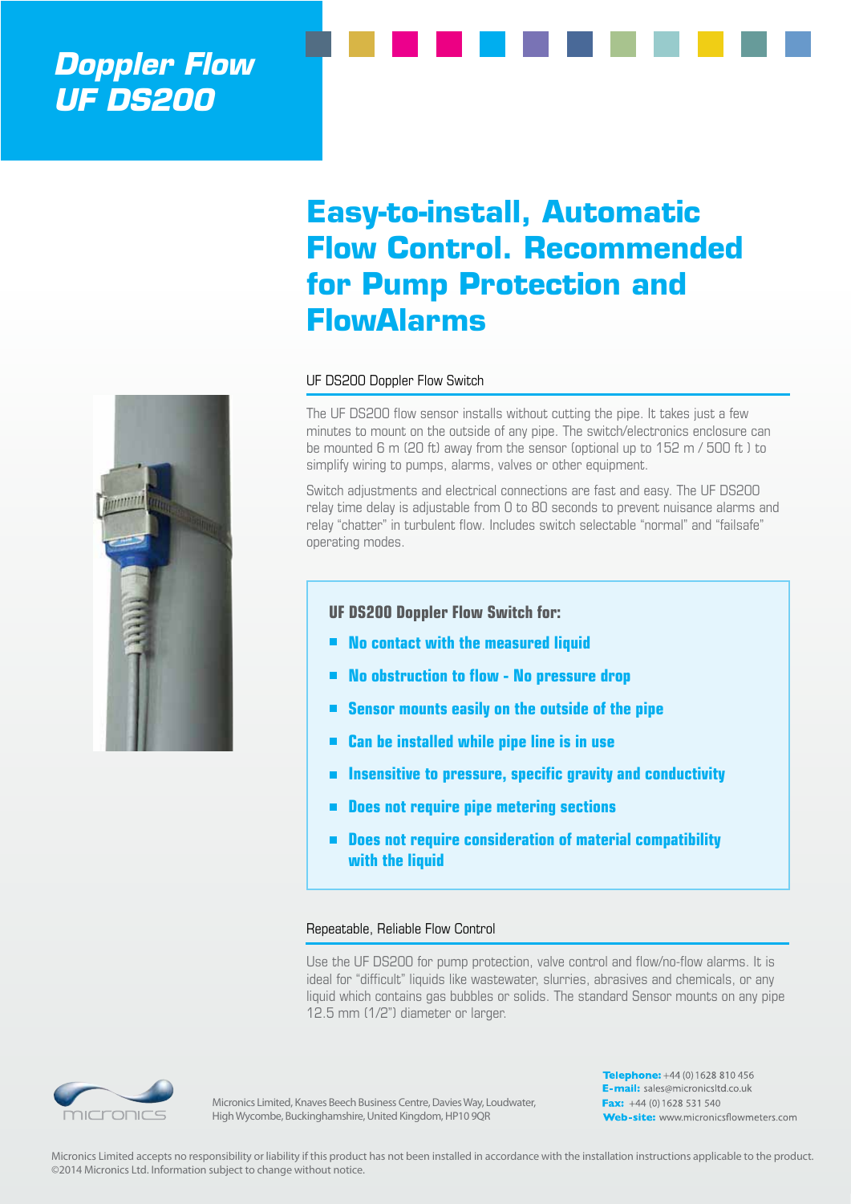# Doppler Flow UF DS200

## Easy-to-install, Automatic Flow Control. Recommended for Pump Protection and FlowAlarms

### UF DS200 Doppler Flow Switch

The UF DS200 flow sensor installs without cutting the pipe. It takes just a few minutes to mount on the outside of any pipe. The switch/electronics enclosure can be mounted 6 m (20 ft) away from the sensor (optional up to 152 m / 500 ft ) to simplify wiring to pumps, alarms, valves or other equipment.

Switch adjustments and electrical connections are fast and easy. The UF DS200 relay time delay is adjustable from 0 to 80 seconds to prevent nuisance alarms and relay "chatter" in turbulent flow. Includes switch selectable "normal" and "failsafe" operating modes.

**UF DS200 Doppler Flow Switch for:**

- **No contact with the measured liquid**
- **No obstruction to flow - No pressure drop**
- **Sensor mounts easily on the outside of the pipe**
- **Can be installed while pipe line is in use**
- **Insensitive to pressure, specific gravity and conductivity**
- **Does not require pipe metering sections**
- **Does not require consideration of material compatibility with the liquid**

### Repeatable, Reliable Flow Control

Use the UF DS200 for pump protection, valve control and flow/no-flow alarms. It is ideal for "difficult" liquids like wastewater, slurries, abrasives and chemicals, or any liquid which contains gas bubbles or solids. The standard Sensor mounts on any pipe 12.5 mm (1/2") diameter or larger.

micronics

Micronics Limited, Knaves Beech Business Centre, Davies Way, Loudwater, High Wycombe, Buckinghamshire, United Kingdom, HP10 9QR

**Telephone:** +44 (0) 1628 810 456
**E-mail:** sales@micronicsltd.co.uk
**Fax:** +44 (0) 1628 531 540
**Web-site:** www.micronicsflowmeters.com

Micronics Limited accepts no responsibility or liability if this product has not been installed in accordance with the installation instructions applicable to the product.
©2014 Micronics Ltd. Information subject to change without notice.